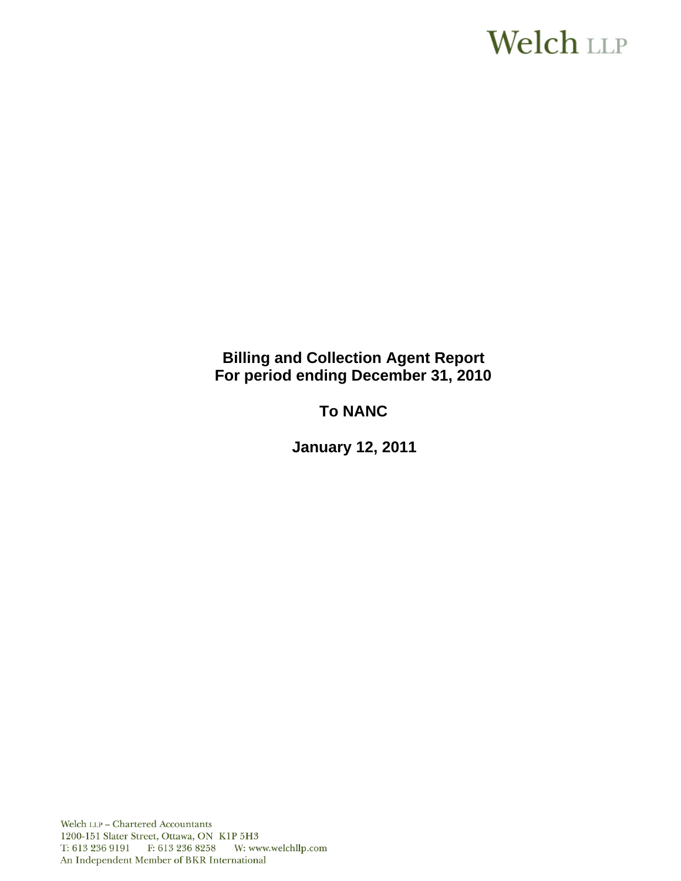Welch LLP

**Billing and Collection Agent Report**
**For period ending December 31, 2010**

**To NANC**

**January 12, 2011**

Welch LLP – Chartered Accountants
1200-151 Slater Street, Ottawa, ON K1P 5H3
T: 613 236 9191 F: 613 236 8258 W: www.welchllp.com
An Independent Member of BKR International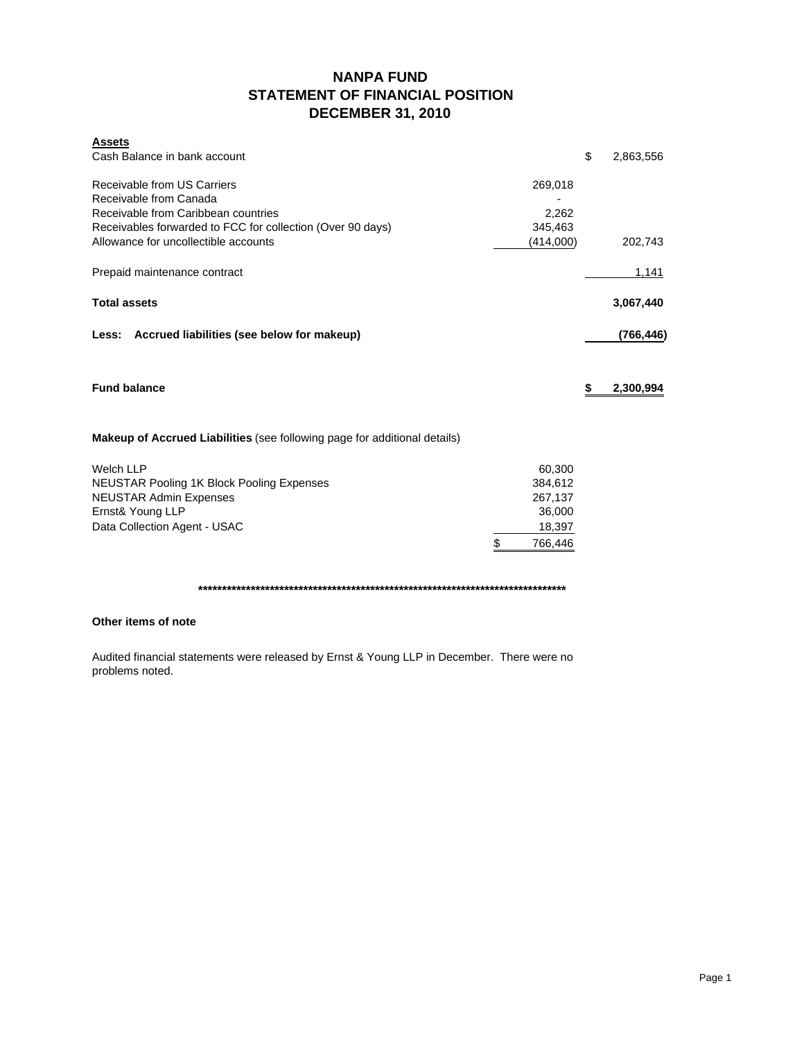# NANPA FUND
## STATEMENT OF FINANCIAL POSITION
## DECEMBER 31, 2010

| **Assets** | | |
|---|---|---|
| Cash Balance in bank account | | $ 2,863,556 |
| Receivable from US Carriers | 269,018 | |
| Receivable from Canada | - | |
| Receivable from Caribbean countries | 2,262 | |
| Receivables forwarded to FCC for collection (Over 90 days) | 345,463 | |
| Allowance for uncollectible accounts | (414,000) | 202,743 |
| Prepaid maintenance contract | | 1,141 |
| **Total assets** | | **3,067,440** |
| **Less: Accrued liabilities (see below for makeup)** | | **(766,446)** |
| **Fund balance** | | **$ 2,300,994** |

**Makeup of Accrued Liabilities** (see following page for additional details)

| | |
|---|---|
| Welch LLP | 60,300 |
| NEUSTAR Pooling 1K Block Pooling Expenses | 384,612 |
| NEUSTAR Admin Expenses | 267,137 |
| Ernst& Young LLP | 36,000 |
| Data Collection Agent - USAC | 18,397 |
| | $ 766,446 |

**************************************************************************

**Other items of note**

Audited financial statements were released by Ernst & Young LLP in December. There were no problems noted.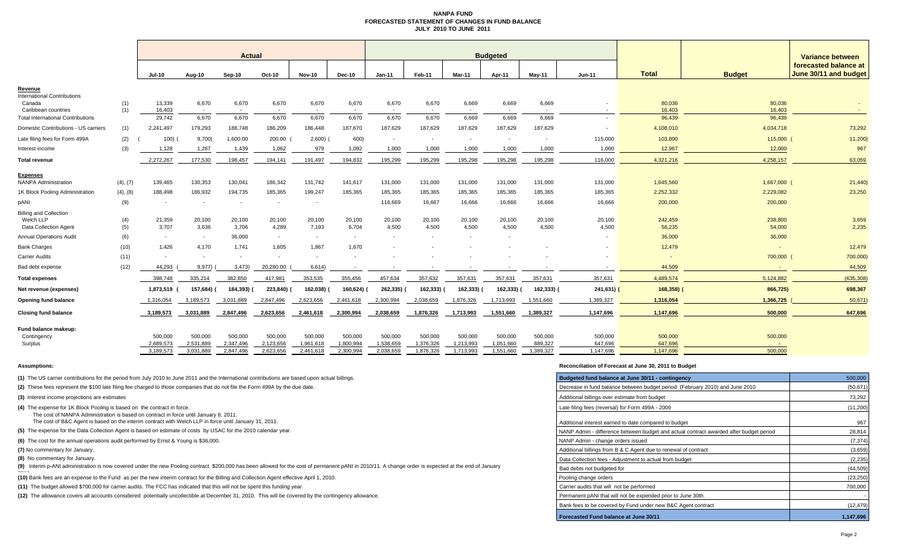# NANPA FUND
## FORECASTED STATEMENT OF CHANGES IN FUND BALANCE
### JULY 2010 TO JUNE 2011

| | | Actual | | | | | | Budgeted | | | | | | | | Variance between forecasted balance at June 30/11 and budget |
|---|---|---|---|---|---|---|---|---|---|---|---|---|---|---|---|---|
| | | Jul-10 | Aug-10 | Sep-10 | Oct-10 | Nov-10 | Dec-10 | Jan-11 | Feb-11 | Mar-11 | Apr-11 | May-11 | Jun-11 | Total | Budget | |
| **Revenue** | | | | | | | | | | | | | | | | |
| International Contributions | | | | | | | | | | | | | | | | |
| Canada | (1) | 13,339 | 6,670 | 6,670 | 6,670 | 6,670 | 6,670 | 6,670 | 6,670 | 6,669 | 6,669 | 6,669 | - | 80,036 | 80,036 | - |
| Caribbean countries | (1) | 16,403 | - | - | - | - | - | - | - | - | - | - | - | 16,403 | 16,403 | - |
| Total International Contributions | | 29,742 | 6,670 | 6,670 | 6,670 | 6,670 | 6,670 | 6,670 | 6,670 | 6,669 | 6,669 | 6,669 | - | 96,439 | 96,439 | - |
| Domestic Contributions - US carriers | (1) | 2,241,497 | 179,293 | 188,748 | 186,209 | 186,448 | 187,670 | 187,629 | 187,629 | 187,629 | 187,629 | 187,629 | - | 4,108,010 | 4,034,718 | 73,292 |
| Late filing fees for Form 499A | (2) | (100) | (9,700) | 1,600.00 | 200.00 | (2,600) | (600) | - | - | - | - | - | 115,000 | 103,800 | 115,000 | (11,200) |
| Interest income | (3) | 1,128 | 1,267 | 1,439 | 1,062 | 979 | 1,092 | 1,000 | 1,000 | 1,000 | 1,000 | 1,000 | 1,000 | 12,967 | 12,000 | 967 |
| **Total revenue** | | 2,272,267 | 177,530 | 198,457 | 194,141 | 191,497 | 194,832 | 195,299 | 195,299 | 195,298 | 195,298 | 195,298 | 116,000 | 4,321,216 | 4,258,157 | 63,059 |
| **Expenses** | | | | | | | | | | | | | | | | |
| NANPA Administration | (4), (7) | 139,465 | 130,353 | 130,041 | 186,342 | 131,742 | 141,617 | 131,000 | 131,000 | 131,000 | 131,000 | 131,000 | 131,000 | 1,645,560 | 1,667,000 | (21,440) |
| 1K Block Pooling Administration | (4), (8) | 188,498 | 186,932 | 194,735 | 185,365 | 199,247 | 185,365 | 185,365 | 185,365 | 185,365 | 185,365 | 185,365 | 185,365 | 2,252,332 | 2,229,082 | 23,250 |
| pANI | (9) | - | - | - | - | - | | 116,669 | 16,667 | 16,666 | 16,666 | 16,666 | 16,666 | 200,000 | 200,000 | |
| Billing and Collection | | | | | | | | | | | | | | | | |
| Welch LLP | (4) | 21,359 | 20,100 | 20,100 | 20,100 | 20,100 | 20,100 | 20,100 | 20,100 | 20,100 | 20,100 | 20,100 | 20,100 | 242,459 | 238,800 | 3,659 |
| Data Collection Agent | (5) | 3,707 | 3,636 | 3,706 | 4,289 | 7,193 | 6,704 | 4,500 | 4,500 | 4,500 | 4,500 | 4,500 | 4,500 | 56,235 | 54,000 | 2,235 |
| Annual Operations Audit | (6) | - | - | 36,000 | - | - | - | - | - | - | - | | - | 36,000 | 36,000 | |
| Bank Charges | (10) | 1,426 | 4,170 | 1,741 | 1,605 | 1,867 | 1,670 | - | - | - | - | - | - | 12,479 | - | 12,479 |
| Carrier Audits | (11) | - | - | - | - | - | - | - | - | - | - | - | - | - | 700,000 | (700,000) |
| Bad debt expense | (12) | 44,293 | (9,977) | (3,473) | 20,280.00 | (6,614) | - | - | - | - | - | - | - | 44,509 | - | 44,509 |
| **Total expenses** | | 398,748 | 335,214 | 382,850 | 417,981 | 353,535 | 355,456 | 457,634 | 357,632 | 357,631 | 357,631 | 357,631 | 357,631 | 4,489,574 | 5,124,882 | (635,308) |
| **Net revenue (expenses)** | | 1,873,519 | (157,684) | (184,393) | (223,840) | (162,038) | (160,624) | (262,335) | (162,333) | (162,333) | (162,333) | (162,333) | (241,631) | (168,358) | (866,725) | 698,367 |
| **Opening fund balance** | | 1,316,054 | 3,189,573 | 3,031,889 | 2,847,496 | 2,623,656 | 2,461,618 | 2,300,994 | 2,038,659 | 1,876,326 | 1,713,993 | 1,551,660 | 1,389,327 | 1,316,054 | 1,366,725 | (50,671) |
| **Closing fund balance** | | 3,189,573 | 3,031,889 | 2,847,496 | 2,623,656 | 2,461,618 | 2,300,994 | 2,038,659 | 1,876,326 | 1,713,993 | 1,551,660 | 1,389,327 | 1,147,696 | 1,147,696 | 500,000 | 647,696 |
| **Fund balance makeup:** | | | | | | | | | | | | | | | | |
| Contingency | | 500,000 | 500,000 | 500,000 | 500,000 | 500,000 | 500,000 | 500,000 | 500,000 | 500,000 | 500,000 | 500,000 | 500,000 | 500,000 | 500,000 | |
| Surplus | | 2,689,573 | 2,531,889 | 2,347,496 | 2,123,656 | 1,961,618 | 1,800,994 | 1,538,659 | 1,376,326 | 1,213,993 | 1,051,660 | 889,327 | 647,696 | 647,696 | - | |
| | | 3,189,573 | 3,031,889 | 2,847,496 | 2,623,656 | 2,461,618 | 2,300,994 | 2,038,659 | 1,876,326 | 1,713,993 | 1,551,660 | 1,389,327 | 1,147,696 | 1,147,696 | 500,000 | |

**Assumptions:**

**(1)** The US carrier contributions for the period from July 2010 to June 2011 and the International contributions are based upon actual billings.

**(2)** These fees represent the $100 late filing fee charged to those companies that do not file the Form 499A by the due date.

**(3)** Interest income projections are estimates

**(4)** The expense for 1K Block Pooling is based on the contract in force.
The cost of NANPA Administration is based on contract in force until January 8, 2011.
The cost of B&C Agent is based on the interim contract with Welch LLP in force until January 31, 2011.

**(5)** The expense for the Data Collection Agent is based on estimate of costs by USAC for the 2010 calendar year.

**(6)** The cost for the annual operations audit performed by Ernst & Young is $36,000.

**(7)** No commentary for January.

**(8)** No commentary for January.

**(9)** Interim p-ANI administration is now covered under the new Pooling contract. $200,000 has been allowed for the cost of permanent pANI in 2010/11. A change order is expected at the end of January 2011.

**(10)** Bank fees are an expense to the Fund as per the new interim contract for the Billing and Collection Agent effective April 1, 2010.

**(11)** The budget allowed $700,000 for carrier audits. The FCC has indicated that this will not be spent this funding year.

**(12)** The allowance covers all accounts considered potentially uncollectible at December 31, 2010. This will be covered by the contingency allowance.

**Reconciliation of Forecast at June 30, 2011 to Budget**

| | |
|---|---|
| **Budgeted fund balance at June 30/11 - contingency** | 500,000 |
| Decrease in fund balance between budget period (February 2010) and June 2010 | (50,671) |
| Additional billings over estimate from budget | 73,292 |
| Late filing fees (reversal) for Form 499A - 2009 | (11,200) |
| Additional interest earned to date compared to budget | 967 |
| NANP Admin - difference between budget and actual contract awarded after budget period | 28,814 |
| NANP Admin - change orders issued | (7,374) |
| Additional billings from B & C Agent due to renewal of contract | (3,659) |
| Data Collection fees - Adjustment to actual from budget | (2,235) |
| Bad debts not budgeted for | (44,509) |
| Pooling change orders | (23,250) |
| Carrier audits that will not be performed | 700,000 |
| Permanent pANi that will not be expended prior to June 30th. | - |
| Bank fees to be covered by Fund under new B&C Agent contract | (12,479) |
| **Forecasted Fund balance at June 30/11** | **1,147,696** |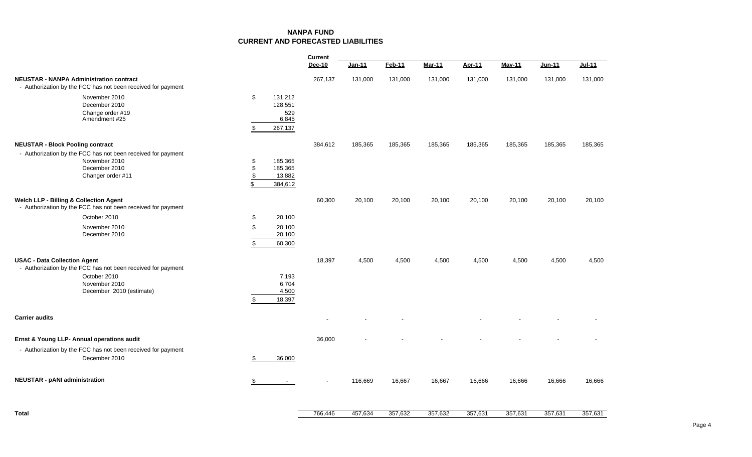## NANPA FUND
## CURRENT AND FORECASTED LIABILITIES

| | | Current Dec-10 | Jan-11 | Feb-11 | Mar-11 | Apr-11 | May-11 | Jun-11 | Jul-11 |
|---|---|---|---|---|---|---|---|---|---|
| **NEUSTAR - NANPA Administration contract** | | 267,137 | 131,000 | 131,000 | 131,000 | 131,000 | 131,000 | 131,000 | 131,000 |
| - Authorization by the FCC has not been received for payment | | | | | | | | | |
| November 2010 | $ 131,212 | | | | | | | | |
| December 2010 | 128,551 | | | | | | | | |
| Change order #19 | 529 | | | | | | | | |
| Amendment #25 | 6,845 | | | | | | | | |
| | $ 267,137 | | | | | | | | |
| **NEUSTAR - Block Pooling contract** | | 384,612 | 185,365 | 185,365 | 185,365 | 185,365 | 185,365 | 185,365 | 185,365 |
| - Authorization by the FCC has not been received for payment | | | | | | | | | |
| November 2010 | $ 185,365 | | | | | | | | |
| December 2010 | $ 185,365 | | | | | | | | |
| Changer order #11 | $ 13,882 | | | | | | | | |
| | $ 384,612 | | | | | | | | |
| **Welch LLP - Billing & Collection Agent** | | 60,300 | 20,100 | 20,100 | 20,100 | 20,100 | 20,100 | 20,100 | 20,100 |
| - Authorization by the FCC has not been received for payment | | | | | | | | | |
| October 2010 | $ 20,100 | | | | | | | | |
| November 2010 | $ 20,100 | | | | | | | | |
| December 2010 | 20,100 | | | | | | | | |
| | $ 60,300 | | | | | | | | |
| **USAC - Data Collection Agent** | | 18,397 | 4,500 | 4,500 | 4,500 | 4,500 | 4,500 | 4,500 | 4,500 |
| - Authorization by the FCC has not been received for payment | | | | | | | | | |
| October 2010 | 7,193 | | | | | | | | |
| November 2010 | 6,704 | | | | | | | | |
| December 2010 (estimate) | 4,500 | | | | | | | | |
| | $ 18,397 | | | | | | | | |
| **Carrier audits** | | - | - | - | | - | - | - | - |
| **Ernst & Young LLP- Annual operations audit** | | 36,000 | - | - | - | - | - | - | - |
| - Authorization by the FCC has not been received for payment | | | | | | | | | |
| December 2010 | $ 36,000 | | | | | | | | |
| **NEUSTAR - pANI administration** | $ - | - | 116,669 | 16,667 | 16,667 | 16,666 | 16,666 | 16,666 | 16,666 |
| **Total** | | 766,446 | 457,634 | 357,632 | 357,632 | 357,631 | 357,631 | 357,631 | 357,631 |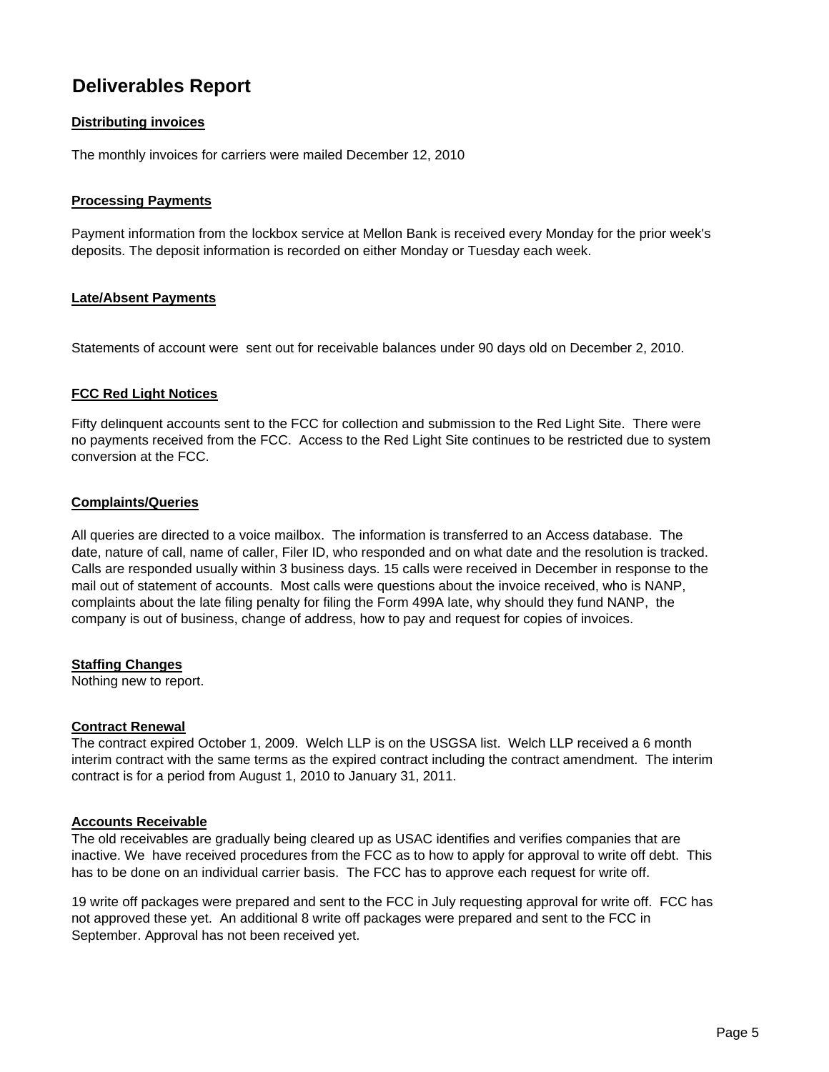# Deliverables Report

**Distributing invoices**

The monthly invoices for carriers were mailed December 12, 2010

**Processing Payments**

Payment information from the lockbox service at Mellon Bank is received every Monday for the prior week's deposits. The deposit information is recorded on either Monday or Tuesday each week.

**Late/Absent Payments**

Statements of account were sent out for receivable balances under 90 days old on December 2, 2010.

**FCC Red Light Notices**

Fifty delinquent accounts sent to the FCC for collection and submission to the Red Light Site. There were no payments received from the FCC. Access to the Red Light Site continues to be restricted due to system conversion at the FCC.

**Complaints/Queries**

All queries are directed to a voice mailbox. The information is transferred to an Access database. The date, nature of call, name of caller, Filer ID, who responded and on what date and the resolution is tracked. Calls are responded usually within 3 business days. 15 calls were received in December in response to the mail out of statement of accounts. Most calls were questions about the invoice received, who is NANP, complaints about the late filing penalty for filing the Form 499A late, why should they fund NANP, the company is out of business, change of address, how to pay and request for copies of invoices.

**Staffing Changes**

Nothing new to report.

**Contract Renewal**

The contract expired October 1, 2009. Welch LLP is on the USGSA list. Welch LLP received a 6 month interim contract with the same terms as the expired contract including the contract amendment. The interim contract is for a period from August 1, 2010 to January 31, 2011.

**Accounts Receivable**

The old receivables are gradually being cleared up as USAC identifies and verifies companies that are inactive. We have received procedures from the FCC as to how to apply for approval to write off debt. This has to be done on an individual carrier basis. The FCC has to approve each request for write off.

19 write off packages were prepared and sent to the FCC in July requesting approval for write off. FCC has not approved these yet. An additional 8 write off packages were prepared and sent to the FCC in September. Approval has not been received yet.